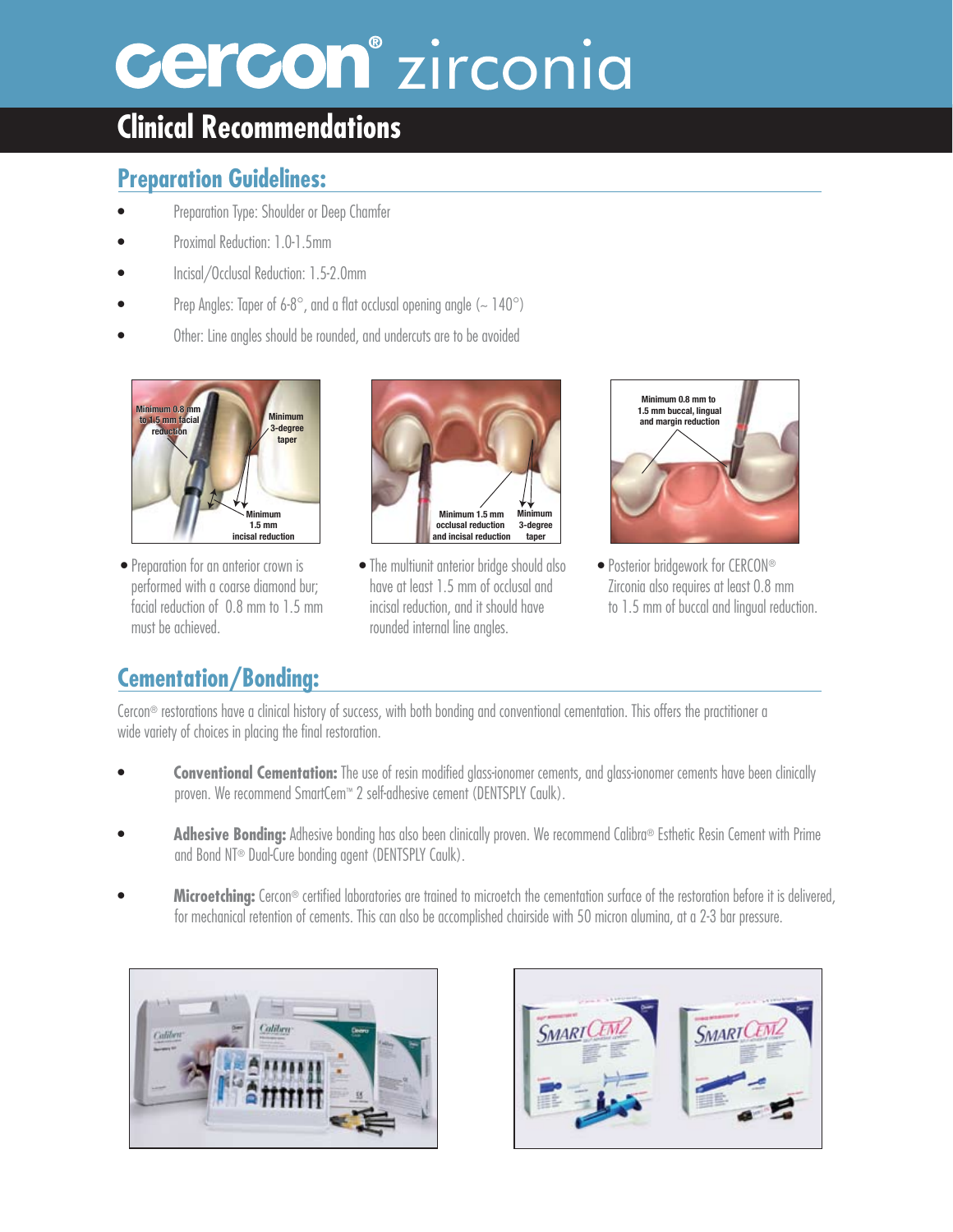# cercon® zirconia

## Clinical Recommendations

### Preparation Guidelines:

- Preparation Type: Shoulder or Deep Chamfer
- Proximal Reduction: 1.0-1.5mm
- Incisal/Occlusal Reduction: 1.5-2.0mm
- Prep Angles: Taper of 6-8°, and a flat occlusal opening angle (~ 140°)
- Other: Line angles should be rounded, and undercuts are to be avoided

Minimum 0.8 mm to 1.5 mm facial reduction

Minimum 3-degree taper

Minimum 1.5 mm incisal reduction

- Preparation for an anterior crown is performed with a coarse diamond bur; facial reduction of 0.8 mm to 1.5 mm must be achieved.

Minimum 1.5 mm occlusal reduction and incisal reduction

Minimum 3-degree taper

- The multiunit anterior bridge should also have at least 1.5 mm of occlusal and incisal reduction, and it should have rounded internal line angles.

Minimum 0.8 mm to 1.5 mm buccal, lingual and margin reduction

- Posterior bridgework for CERCON® Zirconia also requires at least 0.8 mm to 1.5 mm of buccal and lingual reduction.

### Cementation/Bonding:

Cercon® restorations have a clinical history of success, with both bonding and conventional cementation. This offers the practitioner a wide variety of choices in placing the final restoration.

- **Conventional Cementation:** The use of resin modified glass-ionomer cements, and glass-ionomer cements have been clinically proven. We recommend SmartCem™ 2 self-adhesive cement (DENTSPLY Caulk).
- **Adhesive Bonding:** Adhesive bonding has also been clinically proven. We recommend Calibra® Esthetic Resin Cement with Prime and Bond NT® Dual-Cure bonding agent (DENTSPLY Caulk).
- **Microetching:** Cercon® certified laboratories are trained to microetch the cementation surface of the restoration before it is delivered, for mechanical retention of cements. This can also be accomplished chairside with 50 micron alumina, at a 2-3 bar pressure.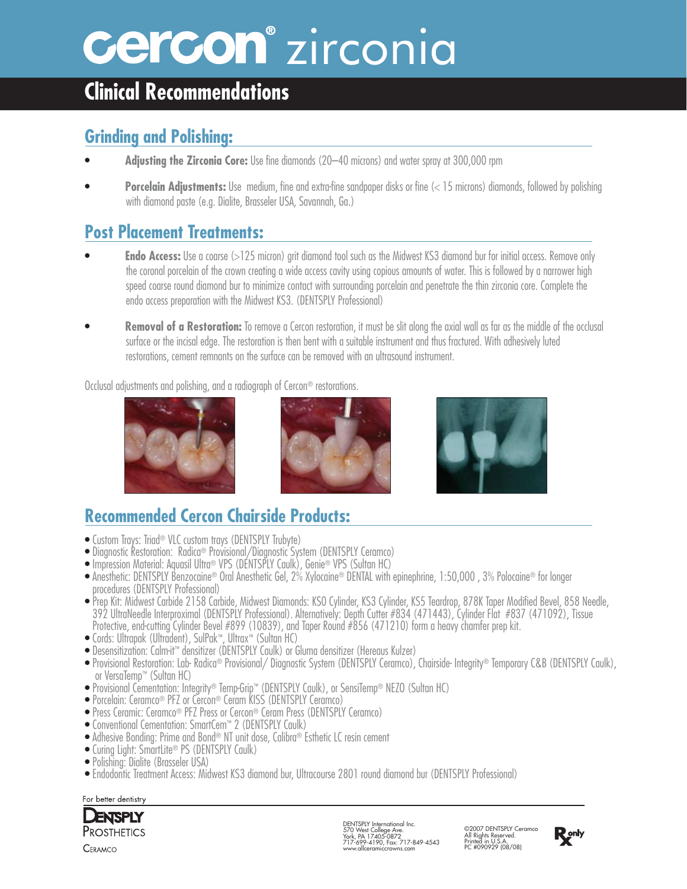# cercon® zirconia

## Clinical Recommendations

### Grinding and Polishing:

- **Adjusting the Zirconia Core:** Use fine diamonds (20–40 microns) and water spray at 300,000 rpm
- **Porcelain Adjustments:** Use medium, fine and extra-fine sandpaper disks or fine (< 15 microns) diamonds, followed by polishing with diamond paste (e.g. Dialite, Brasseler USA, Savannah, Ga.)

### Post Placement Treatments:

- **Endo Access:** Use a coarse (>125 micron) grit diamond tool such as the Midwest KS3 diamond bur for initial access. Remove only the coronal porcelain of the crown creating a wide access cavity using copious amounts of water. This is followed by a narrower high speed coarse round diamond bur to minimize contact with surrounding porcelain and penetrate the thin zirconia core. Complete the endo access preparation with the Midwest KS3. (DENTSPLY Professional)
- **Removal of a Restoration:** To remove a Cercon restoration, it must be slit along the axial wall as far as the middle of the occlusal surface or the incisal edge. The restoration is then bent with a suitable instrument and thus fractured. With adhesively luted restorations, cement remnants on the surface can be removed with an ultrasound instrument.

Occlusal adjustments and polishing, and a radiograph of Cercon® restorations.

### Recommended Cercon Chairside Products:

- Custom Trays: Triad® VLC custom trays (DENTSPLY Trubyte)
- Diagnostic Restoration: Radica® Provisional/Diagnostic System (DENTSPLY Ceramco)
- Impression Material: Aquasil Ultra® VPS (DENTSPLY Caulk), Genie® VPS (Sultan HC)
- Anesthetic: DENTSPLY Benzocaine® Oral Anesthetic Gel, 2% Xylocaine® DENTAL with epinephrine, 1:50,000 , 3% Polocaine® for longer procedures (DENTSPLY Professional)
- Prep Kit: Midwest Carbide 2158 Carbide, Midwest Diamonds: KS0 Cylinder, KS3 Cylinder, KS5 Teardrop, 878K Taper Modified Bevel, 858 Needle, 392 UltraNeedle Interproximal (DENTSPLY Professional). Alternatively: Depth Cutter #834 (471443), Cylinder Flat #837 (471092), Tissue Protective, end-cutting Cylinder Bevel #899 (10839), and Taper Round #856 (471210) form a heavy chamfer prep kit.
- Cords: Ultrapak (Ultradent), SulPak™, Ultrax™ (Sultan HC)
- Desensitization: Calm-it™ densitizer (DENTSPLY Caulk) or Gluma densitizer (Hereaus Kulzer)
- Provisional Restoration: Lab- Radica® Provisional/ Diagnostic System (DENTSPLY Ceramco), Chairside- Integrity® Temporary C&B (DENTSPLY Caulk), or VersaTemp™ (Sultan HC)
- Provisional Cementation: Integrity® Temp-Grip™ (DENTSPLY Caulk), or SensiTemp® NEZO (Sultan HC)
- Porcelain: Ceramco® PFZ or Cercon® Ceram KISS (DENTSPLY Ceramco)
- Press Ceramic: Ceramco® PFZ Press or Cercon® Ceram Press (DENTSPLY Ceramco)
- Conventional Cementation: SmartCem™ 2 (DENTSPLY Caulk)
- Adhesive Bonding: Prime and Bond® NT unit dose, Calibra® Esthetic LC resin cement
- Curing Light: SmartLite® PS (DENTSPLY Caulk)
- Polishing: Dialite (Brasseler USA)
- Endodontic Treatment Access: Midwest KS3 diamond bur, Ultracourse 2801 round diamond bur (DENTSPLY Professional)

For better dentistry

DENTSPLY PROSTHETICS CERAMCO

DENTSPLY International Inc.
570 West College Ave.
York, PA 17405-0872
717-699-4190, Fax: 717-849-4543
www.allceramiccrowns.com

©2007 DENTSPLY Ceramco
All Rights Reserved.
Printed in U.S.A.
PC #090929 (08/08)

Rx only